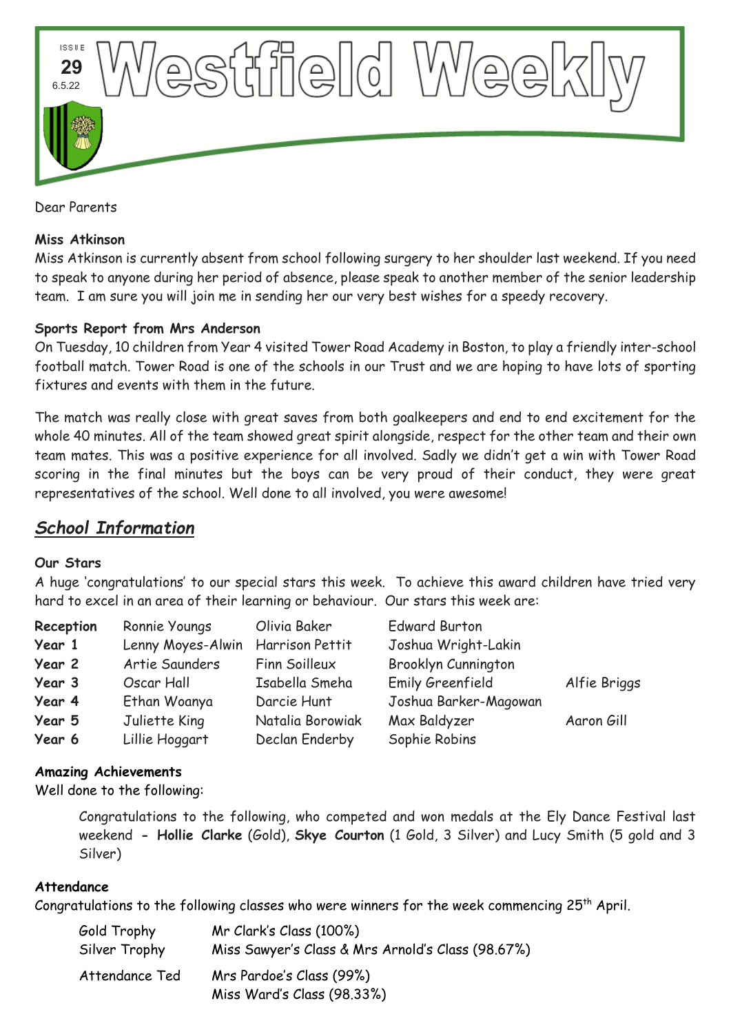ISSUE **29** 6.5.22

# Westfield Weekly

Dear Parents

**Miss Atkinson**

Miss Atkinson is currently absent from school following surgery to her shoulder last weekend. If you need to speak to anyone during her period of absence, please speak to another member of the senior leadership team. I am sure you will join me in sending her our very best wishes for a speedy recovery.

**Sports Report from Mrs Anderson**

On Tuesday, 10 children from Year 4 visited Tower Road Academy in Boston, to play a friendly inter-school football match. Tower Road is one of the schools in our Trust and we are hoping to have lots of sporting fixtures and events with them in the future.

The match was really close with great saves from both goalkeepers and end to end excitement for the whole 40 minutes. All of the team showed great spirit alongside, respect for the other team and their own team mates. This was a positive experience for all involved. Sadly we didn't get a win with Tower Road scoring in the final minutes but the boys can be very proud of their conduct, they were great representatives of the school. Well done to all involved, you were awesome!

## *School Information*

**Our Stars**

A huge 'congratulations' to our special stars this week. To achieve this award children have tried very hard to excel in an area of their learning or behaviour. Our stars this week are:

| | | | | |
|---|---|---|---|---|
| **Reception** | Ronnie Youngs | Olivia Baker | Edward Burton | |
| **Year 1** | Lenny Moyes-Alwin | Harrison Pettit | Joshua Wright-Lakin | |
| **Year 2** | Artie Saunders | Finn Soilleux | Brooklyn Cunnington | |
| **Year 3** | Oscar Hall | Isabella Smeha | Emily Greenfield | Alfie Briggs |
| **Year 4** | Ethan Woanya | Darcie Hunt | Joshua Barker-Magowan | |
| **Year 5** | Juliette King | Natalia Borowiak | Max Baldyzer | Aaron Gill |
| **Year 6** | Lillie Hoggart | Declan Enderby | Sophie Robins | |

**Amazing Achievements**

Well done to the following:

> Congratulations to the following, who competed and won medals at the Ely Dance Festival last weekend **- Hollie Clarke** (Gold), **Skye Courton** (1 Gold, 3 Silver) and Lucy Smith (5 gold and 3 Silver)

**Attendance**

Congratulations to the following classes who were winners for the week commencing 25th April.

| | |
|---|---|
| Gold Trophy | Mr Clark's Class (100%) |
| Silver Trophy | Miss Sawyer's Class & Mrs Arnold's Class (98.67%) |
| Attendance Ted | Mrs Pardoe's Class (99%)<br>Miss Ward's Class (98.33%) |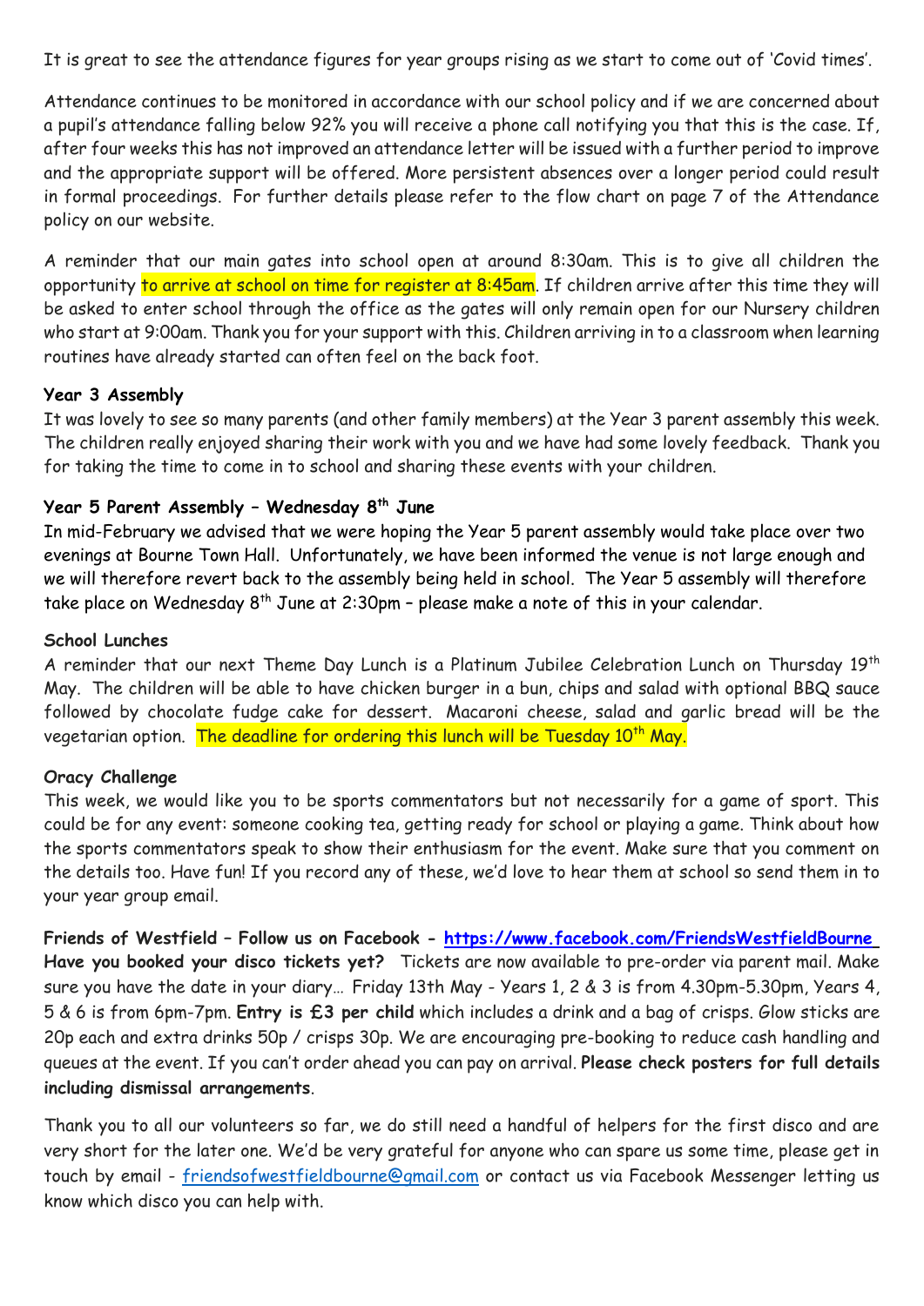It is great to see the attendance figures for year groups rising as we start to come out of 'Covid times'.

Attendance continues to be monitored in accordance with our school policy and if we are concerned about a pupil's attendance falling below 92% you will receive a phone call notifying you that this is the case. If, after four weeks this has not improved an attendance letter will be issued with a further period to improve and the appropriate support will be offered. More persistent absences over a longer period could result in formal proceedings. For further details please refer to the flow chart on page 7 of the Attendance policy on our website.

A reminder that our main gates into school open at around 8:30am. This is to give all children the opportunity to arrive at school on time for register at 8:45am. If children arrive after this time they will be asked to enter school through the office as the gates will only remain open for our Nursery children who start at 9:00am. Thank you for your support with this. Children arriving in to a classroom when learning routines have already started can often feel on the back foot.

**Year 3 Assembly**
It was lovely to see so many parents (and other family members) at the Year 3 parent assembly this week. The children really enjoyed sharing their work with you and we have had some lovely feedback. Thank you for taking the time to come in to school and sharing these events with your children.

**Year 5 Parent Assembly – Wednesday 8th June**
In mid-February we advised that we were hoping the Year 5 parent assembly would take place over two evenings at Bourne Town Hall. Unfortunately, we have been informed the venue is not large enough and we will therefore revert back to the assembly being held in school. The Year 5 assembly will therefore take place on Wednesday 8th June at 2:30pm – please make a note of this in your calendar.

**School Lunches**
A reminder that our next Theme Day Lunch is a Platinum Jubilee Celebration Lunch on Thursday 19th May. The children will be able to have chicken burger in a bun, chips and salad with optional BBQ sauce followed by chocolate fudge cake for dessert. Macaroni cheese, salad and garlic bread will be the vegetarian option. The deadline for ordering this lunch will be Tuesday 10th May.

**Oracy Challenge**
This week, we would like you to be sports commentators but not necessarily for a game of sport. This could be for any event: someone cooking tea, getting ready for school or playing a game. Think about how the sports commentators speak to show their enthusiasm for the event. Make sure that you comment on the details too. Have fun! If you record any of these, we'd love to hear them at school so send them in to your year group email.

**Friends of Westfield – Follow us on Facebook - [https://www.facebook.com/FriendsWestfieldBourne](https://www.facebook.com/FriendsWestfieldBourne)**
**Have you booked your disco tickets yet?** Tickets are now available to pre-order via parent mail. Make sure you have the date in your diary… Friday 13th May - Years 1, 2 & 3 is from 4.30pm-5.30pm, Years 4, 5 & 6 is from 6pm-7pm. **Entry is £3 per child** which includes a drink and a bag of crisps. Glow sticks are 20p each and extra drinks 50p / crisps 30p. We are encouraging pre-booking to reduce cash handling and queues at the event. If you can't order ahead you can pay on arrival. **Please check posters for full details including dismissal arrangements**.

Thank you to all our volunteers so far, we do still need a handful of helpers for the first disco and are very short for the later one. We'd be very grateful for anyone who can spare us some time, please get in touch by email - friendsofwestfieldbourne@gmail.com or contact us via Facebook Messenger letting us know which disco you can help with.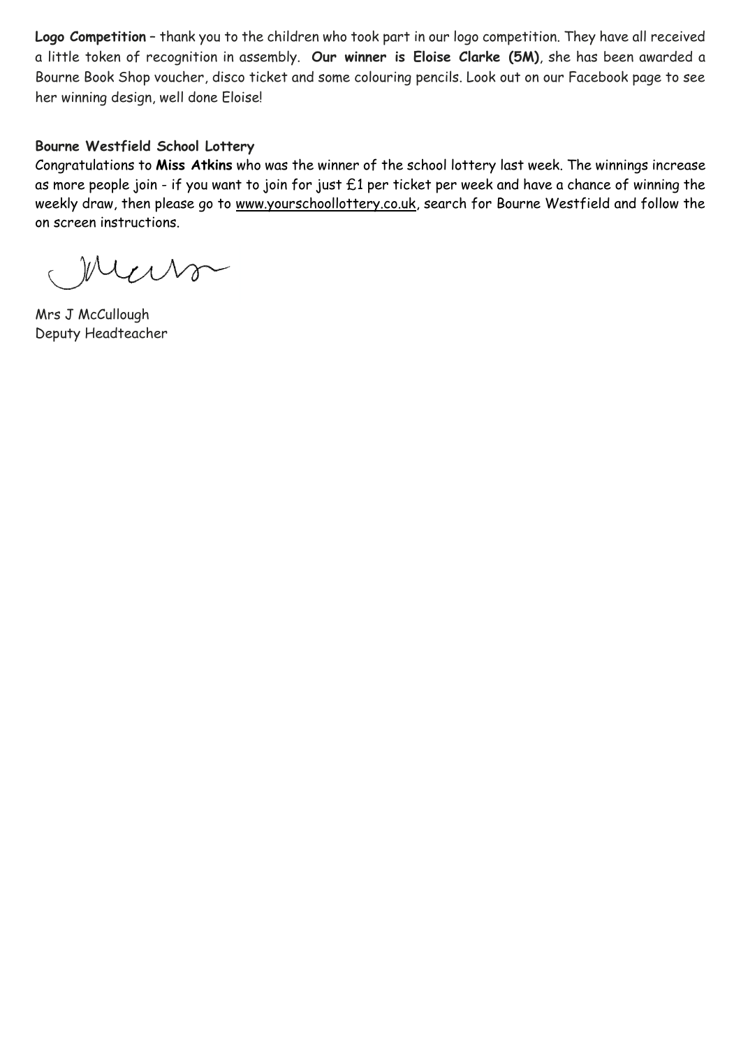**Logo Competition** – thank you to the children who took part in our logo competition. They have all received a little token of recognition in assembly. **Our winner is Eloise Clarke (5M)**, she has been awarded a Bourne Book Shop voucher, disco ticket and some colouring pencils. Look out on our Facebook page to see her winning design, well done Eloise!

**Bourne Westfield School Lottery**

Congratulations to **Miss Atkins** who was the winner of the school lottery last week. The winnings increase as more people join - if you want to join for just £1 per ticket per week and have a chance of winning the weekly draw, then please go to www.yourschoollottery.co.uk, search for Bourne Westfield and follow the on screen instructions.

Mrs J McCullough
Deputy Headteacher